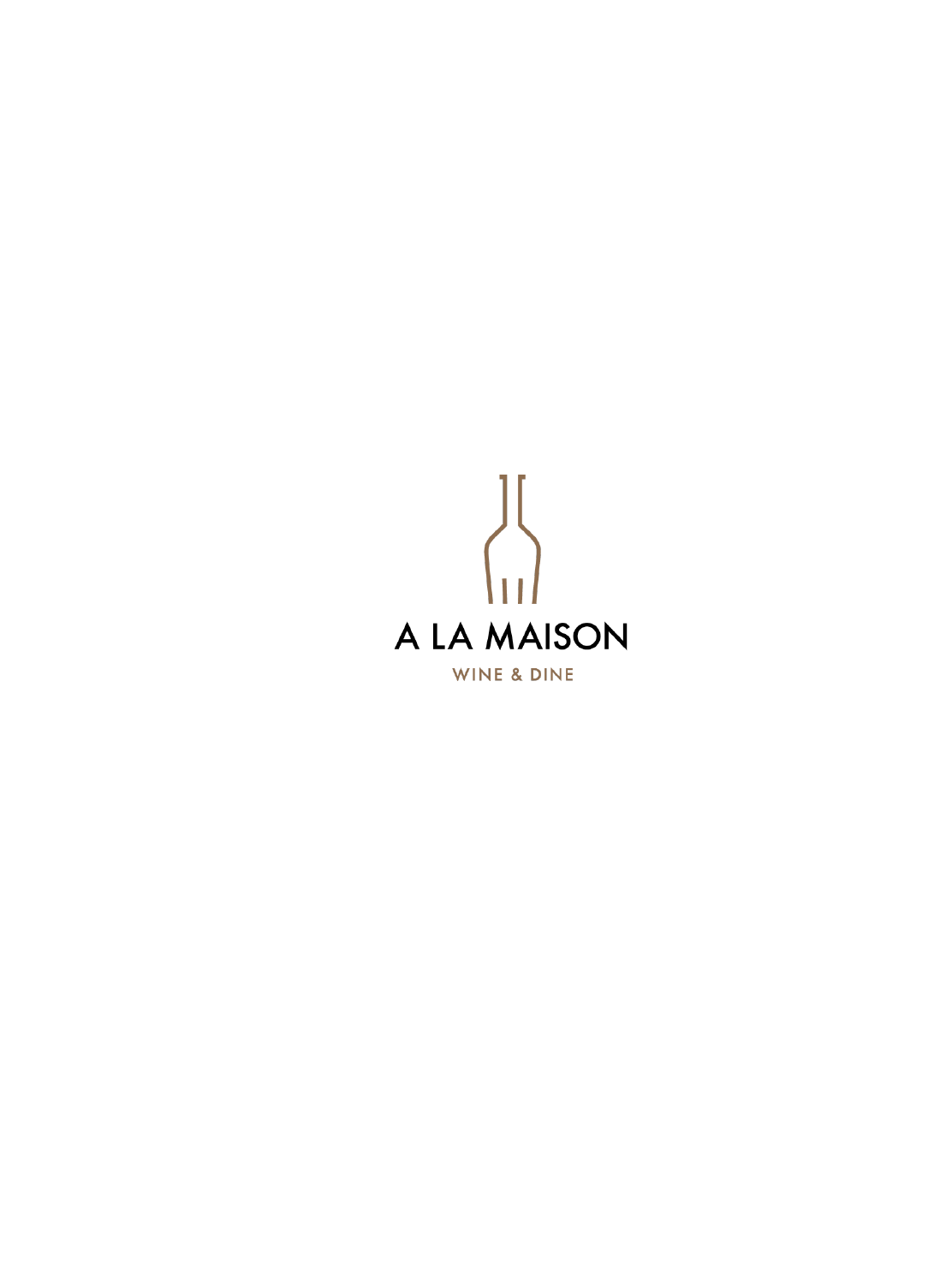# A LA MAISON

WINE & DINE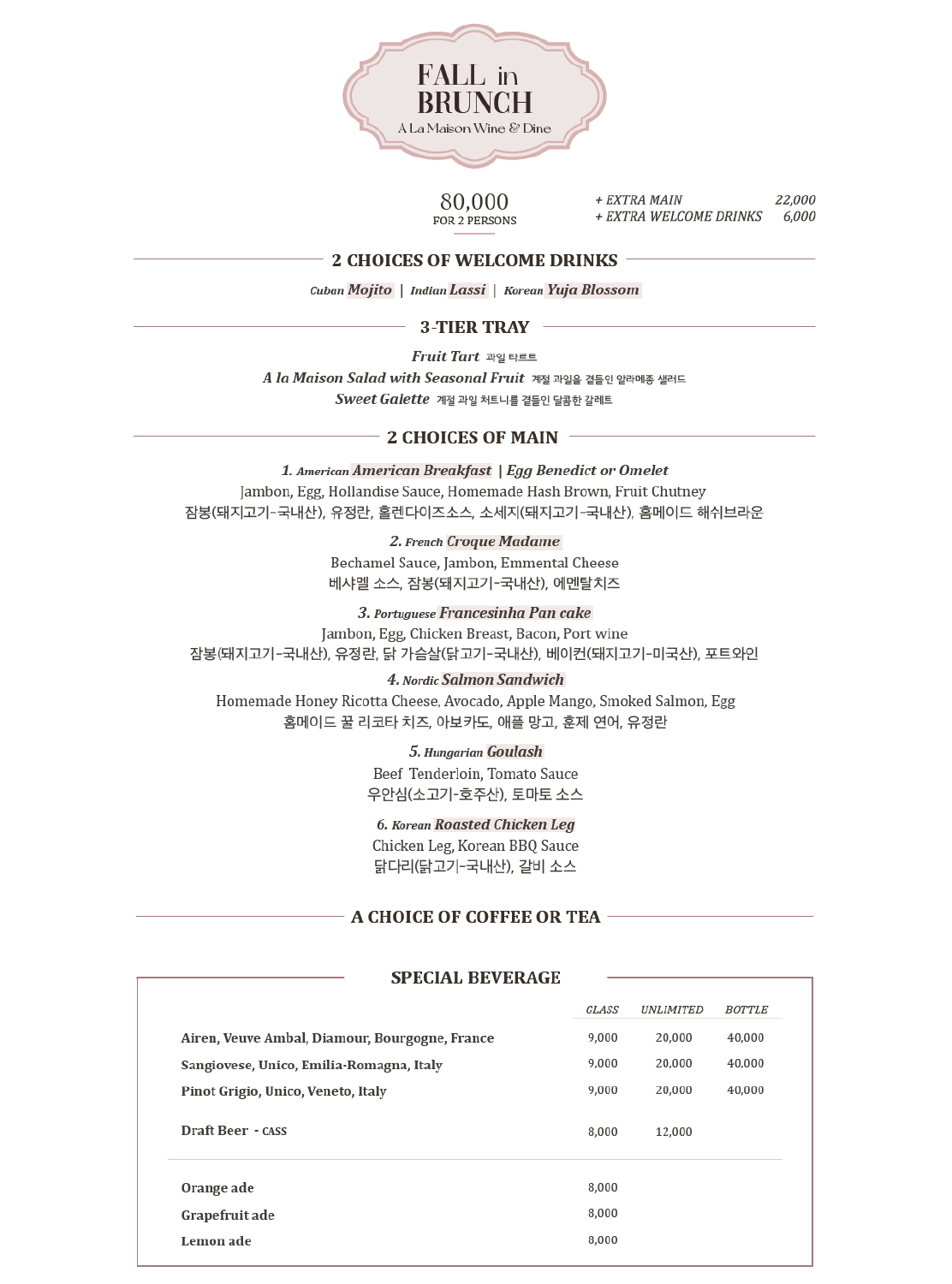# FALL in BRUNCH

A La Maison Wine & Dine

**80,000**
FOR 2 PERSONS

*+ EXTRA MAIN* 22,000
*+ EXTRA WELCOME DRINKS* 6,000

## 2 CHOICES OF WELCOME DRINKS

*Cuban* ***Mojito*** | *Indian* ***Lassi*** | *Korean* ***Yuja Blossom***

## 3-TIER TRAY

***Fruit Tart*** 과일 타르트

***A la Maison Salad with Seasonal Fruit*** 계절 과일을 곁들인 알라메종 샐러드

***Sweet Galette*** 계절 과일 처트니를 곁들인 달콤한 갈레트

## 2 CHOICES OF MAIN

**1.** *American* ***American Breakfast*** | ***Egg Benedict or Omelet***

Jambon, Egg, Hollandise Sauce, Homemade Hash Brown, Fruit Chutney

잠봉(돼지고기-국내산), 유정란, 홀렌다이즈소스, 소세지(돼지고기-국내산), 홈메이드 해쉬브라운

**2.** *French* ***Croque Madame***

Bechamel Sauce, Jambon, Emmental Cheese

베샤멜 소스, 잠봉(돼지고기-국내산), 에멘탈치즈

**3.** *Portuguese* ***Francesinha Pan cake***

Jambon, Egg, Chicken Breast, Bacon, Port wine

잠봉(돼지고기-국내산), 유정란, 닭 가슴살(닭고기-국내산), 베이컨(돼지고기-미국산), 포트와인

**4.** *Nordic* ***Salmon Sandwich***

Homemade Honey Ricotta Cheese, Avocado, Apple Mango, Smoked Salmon, Egg

홈메이드 꿀 리코타 치즈, 아보카도, 애플 망고, 훈제 연어, 유정란

**5.** *Hungarian* ***Goulash***

Beef Tenderloin, Tomato Sauce

우안심(소고기-호주산), 토마토 소스

**6.** *Korean* ***Roasted Chicken Leg***

Chicken Leg, Korean BBQ Sauce

닭다리(닭고기-국내산), 갈비 소스

## A CHOICE OF COFFEE OR TEA

## SPECIAL BEVERAGE

| | GLASS | UNLIMITED | BOTTLE |
|---|---|---|---|
| **Airen, Veuve Ambal, Diamour, Bourgogne, France** | 9,000 | 20,000 | 40,000 |
| **Sangiovese, Unico, Emilia-Romagna, Italy** | 9,000 | 20,000 | 40,000 |
| **Pinot Grigio, Unico, Veneto, Italy** | 9,000 | 20,000 | 40,000 |
| **Draft Beer - CASS** | 8,000 | 12,000 | |
| **Orange ade** | 8,000 | | |
| **Grapefruit ade** | 8,000 | | |
| **Lemon ade** | 8,000 | | |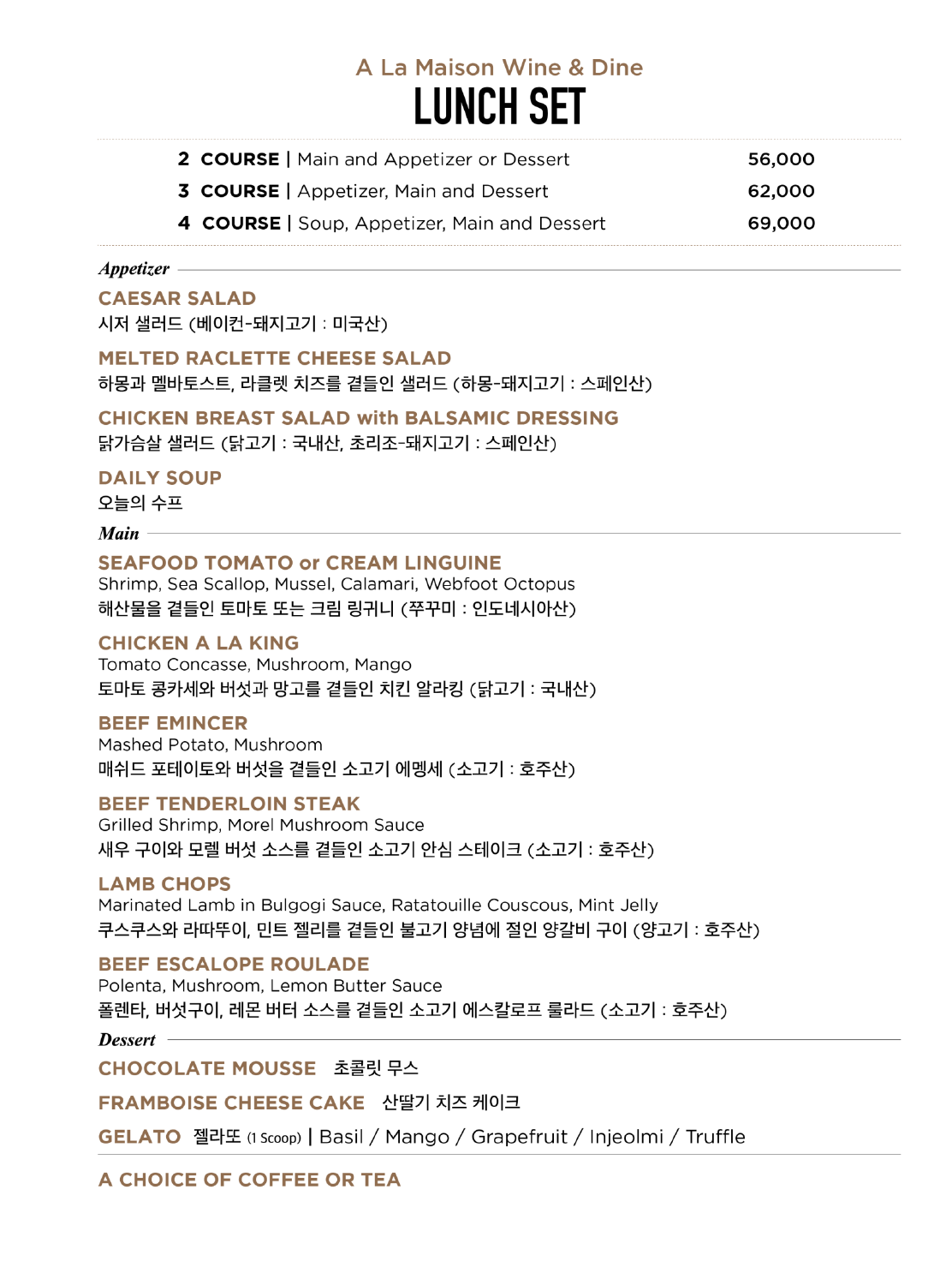A La Maison Wine & Dine

# LUNCH SET

| | |
|---|---|
| **2 COURSE** \| Main and Appetizer or Dessert | 56,000 |
| **3 COURSE** \| Appetizer, Main and Dessert | 62,000 |
| **4 COURSE** \| Soup, Appetizer, Main and Dessert | 69,000 |

## *Appetizer*

**CAESAR SALAD**
시저 샐러드 (베이컨-돼지고기 : 미국산)

**MELTED RACLETTE CHEESE SALAD**
하몽과 멜바토스트, 라클렛 치즈를 곁들인 샐러드 (하몽-돼지고기 : 스페인산)

**CHICKEN BREAST SALAD with BALSAMIC DRESSING**
닭가슴살 샐러드 (닭고기 : 국내산, 초리조-돼지고기 : 스페인산)

**DAILY SOUP**
오늘의 수프

## *Main*

**SEAFOOD TOMATO or CREAM LINGUINE**
Shrimp, Sea Scallop, Mussel, Calamari, Webfoot Octopus
해산물을 곁들인 토마토 또는 크림 링귀니 (쭈꾸미 : 인도네시아산)

**CHICKEN A LA KING**
Tomato Concasse, Mushroom, Mango
토마토 콩카세와 버섯과 망고를 곁들인 치킨 알라킹 (닭고기 : 국내산)

**BEEF EMINCER**
Mashed Potato, Mushroom
매쉬드 포테이토와 버섯을 곁들인 소고기 에멩세 (소고기 : 호주산)

**BEEF TENDERLOIN STEAK**
Grilled Shrimp, Morel Mushroom Sauce
새우 구이와 모렐 버섯 소스를 곁들인 소고기 안심 스테이크 (소고기 : 호주산)

**LAMB CHOPS**
Marinated Lamb in Bulgogi Sauce, Ratatouille Couscous, Mint Jelly
쿠스쿠스와 라따뚜이, 민트 젤리를 곁들인 불고기 양념에 절인 양갈비 구이 (양고기 : 호주산)

**BEEF ESCALOPE ROULADE**
Polenta, Mushroom, Lemon Butter Sauce
폴렌타, 버섯구이, 레몬 버터 소스를 곁들인 소고기 에스칼로프 룰라드 (소고기 : 호주산)

## *Dessert*

**CHOCOLATE MOUSSE** 초콜릿 무스

**FRAMBOISE CHEESE CAKE** 산딸기 치즈 케이크

**GELATO** 젤라또 (1 Scoop) | Basil / Mango / Grapefruit / Injeolmi / Truffle

**A CHOICE OF COFFEE OR TEA**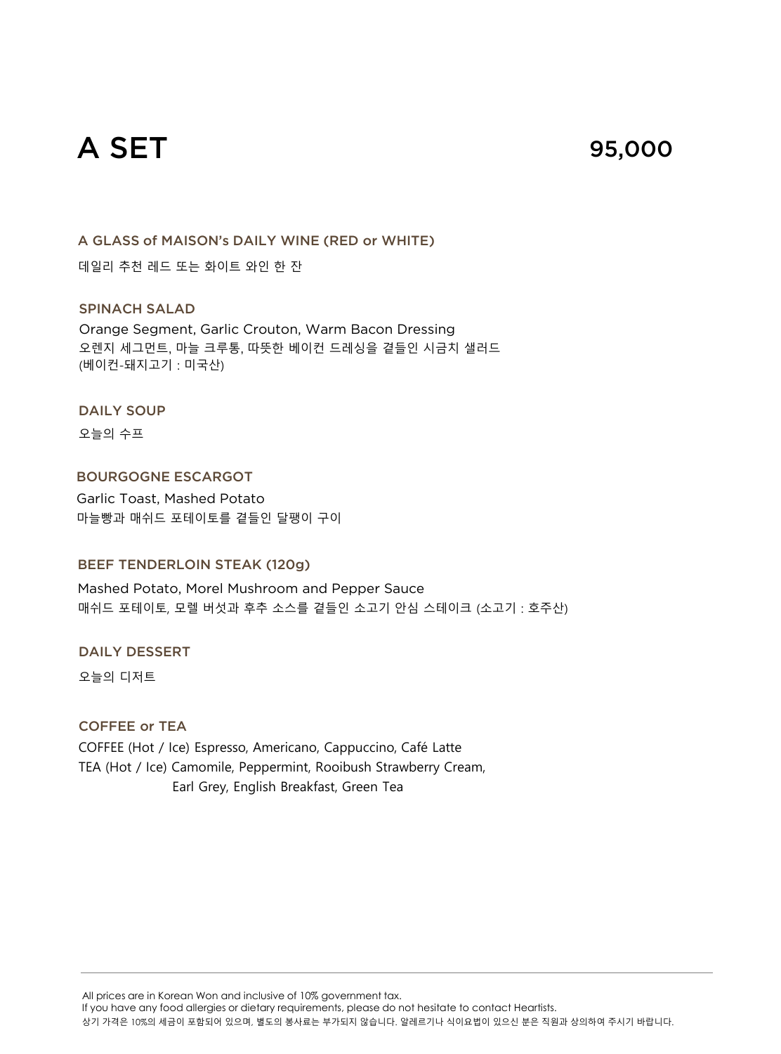# A SET 95,000

### A GLASS of MAISON's DAILY WINE (RED or WHITE)

데일리 추천 레드 또는 화이트 와인 한 잔

### SPINACH SALAD

Orange Segment, Garlic Crouton, Warm Bacon Dressing
오렌지 세그먼트, 마늘 크루통, 따뜻한 베이컨 드레싱을 곁들인 시금치 샐러드
(베이컨-돼지고기 : 미국산)

### DAILY SOUP

오늘의 수프

### BOURGOGNE ESCARGOT

Garlic Toast, Mashed Potato
마늘빵과 매쉬드 포테이토를 곁들인 달팽이 구이

### BEEF TENDERLOIN STEAK (120g)

Mashed Potato, Morel Mushroom and Pepper Sauce
매쉬드 포테이토, 모렐 버섯과 후추 소스를 곁들인 소고기 안심 스테이크 (소고기 : 호주산)

### DAILY DESSERT

오늘의 디저트

### COFFEE or TEA

COFFEE (Hot / Ice) Espresso, Americano, Cappuccino, Café Latte
TEA (Hot / Ice) Camomile, Peppermint, Rooibush Strawberry Cream, Earl Grey, English Breakfast, Green Tea

---

All prices are in Korean Won and inclusive of 10% government tax.
If you have any food allergies or dietary requirements, please do not hesitate to contact Heartists.
상기 가격은 10%의 세금이 포함되어 있으며, 별도의 봉사료는 부가되지 않습니다. 알레르기나 식이요법이 있으신 분은 직원과 상의하여 주시기 바랍니다.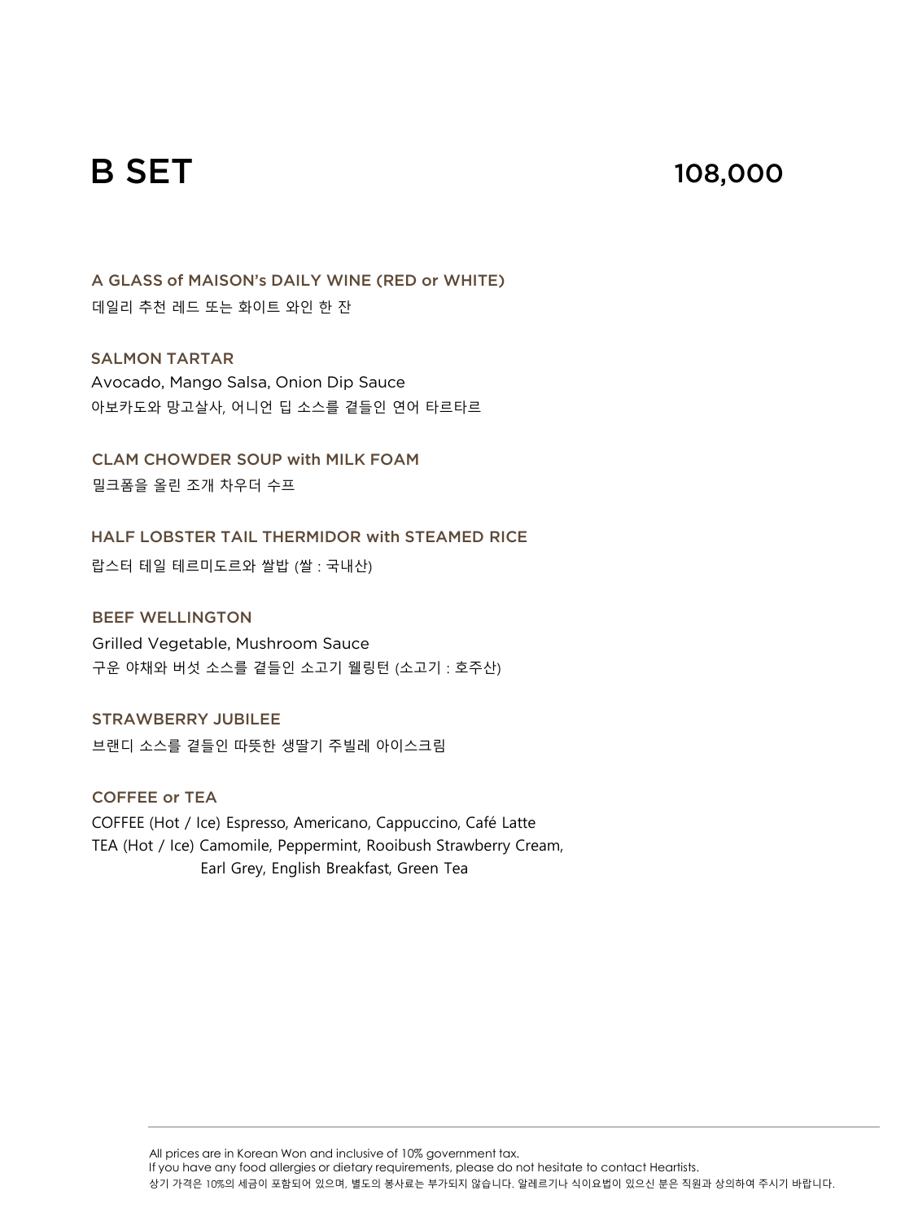# B SET

108,000

### A GLASS of MAISON's DAILY WINE (RED or WHITE)

데일리 추천 레드 또는 화이트 와인 한 잔

### SALMON TARTAR

Avocado, Mango Salsa, Onion Dip Sauce

아보카도와 망고살사, 어니언 딥 소스를 곁들인 연어 타르타르

### CLAM CHOWDER SOUP with MILK FOAM

밀크폼을 올린 조개 차우더 수프

### HALF LOBSTER TAIL THERMIDOR with STEAMED RICE

랍스터 테일 테르미도르와 쌀밥 (쌀 : 국내산)

### BEEF WELLINGTON

Grilled Vegetable, Mushroom Sauce

구운 야채와 버섯 소스를 곁들인 소고기 웰링턴 (소고기 : 호주산)

### STRAWBERRY JUBILEE

브랜디 소스를 곁들인 따뜻한 생딸기 주빌레 아이스크림

### COFFEE or TEA

COFFEE (Hot / Ice) Espresso, Americano, Cappuccino, Café Latte

TEA (Hot / Ice) Camomile, Peppermint, Rooibush Strawberry Cream, Earl Grey, English Breakfast, Green Tea

---

All prices are in Korean Won and inclusive of 10% government tax.
If you have any food allergies or dietary requirements, please do not hesitate to contact Heartists.
상기 가격은 10%의 세금이 포함되어 있으며, 별도의 봉사료는 부가되지 않습니다. 알레르기나 식이요법이 있으신 분은 직원과 상의하여 주시기 바랍니다.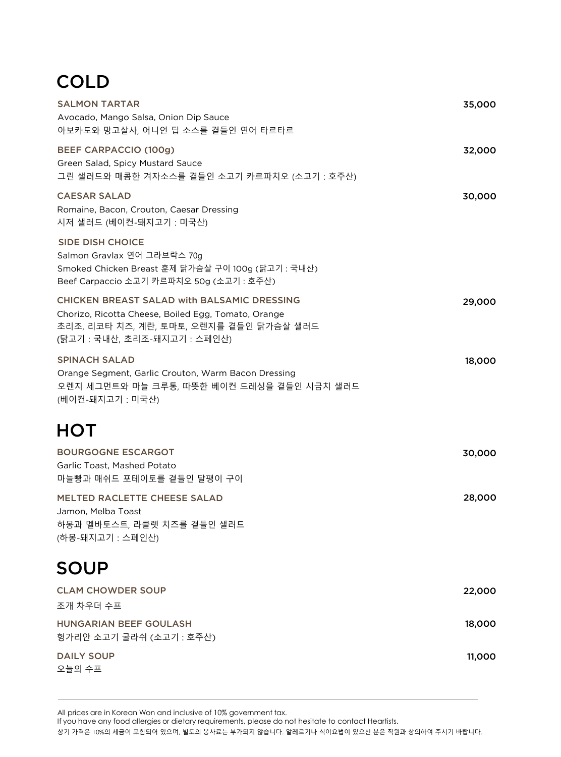# COLD

### SALMON TARTAR — 35,000

Avocado, Mango Salsa, Onion Dip Sauce
아보카도와 망고살사, 어니언 딥 소스를 곁들인 연어 타르타르

### BEEF CARPACCIO (100g) — 32,000

Green Salad, Spicy Mustard Sauce
그린 샐러드와 매콤한 겨자소스를 곁들인 소고기 카르파치오 (소고기 : 호주산)

### CAESAR SALAD — 30,000

Romaine, Bacon, Crouton, Caesar Dressing
시저 샐러드 (베이컨-돼지고기 : 미국산)

### SIDE DISH CHOICE

Salmon Gravlax 연어 그라브락스 70g
Smoked Chicken Breast 훈제 닭가슴살 구이 100g (닭고기 : 국내산)
Beef Carpaccio 소고기 카르파치오 50g (소고기 : 호주산)

### CHICKEN BREAST SALAD with BALSAMIC DRESSING — 29,000

Chorizo, Ricotta Cheese, Boiled Egg, Tomato, Orange
초리조, 리코타 치즈, 계란, 토마토, 오렌지를 곁들인 닭가슴살 샐러드
(닭고기 : 국내산, 초리조-돼지고기 : 스페인산)

### SPINACH SALAD — 18,000

Orange Segment, Garlic Crouton, Warm Bacon Dressing
오렌지 세그먼트와 마늘 크루통, 따뜻한 베이컨 드레싱을 곁들인 시금치 샐러드
(베이컨-돼지고기 : 미국산)

# HOT

### BOURGOGNE ESCARGOT — 30,000

Garlic Toast, Mashed Potato
마늘빵과 매쉬드 포테이토를 곁들인 달팽이 구이

### MELTED RACLETTE CHEESE SALAD — 28,000

Jamon, Melba Toast
하몽과 멜바토스트, 라클렛 치즈를 곁들인 샐러드
(하몽-돼지고기 : 스페인산)

# SOUP

### CLAM CHOWDER SOUP — 22,000

조개 차우더 수프

### HUNGARIAN BEEF GOULASH — 18,000

헝가리안 소고기 굴라쉬 (소고기 : 호주산)

### DAILY SOUP — 11,000

오늘의 수프

---

All prices are in Korean Won and inclusive of 10% government tax.
If you have any food allergies or dietary requirements, please do not hesitate to contact Heartists.
상기 가격은 10%의 세금이 포함되어 있으며, 별도의 봉사료는 부가되지 않습니다. 알레르기나 식이요법이 있으신 분은 직원과 상의하여 주시기 바랍니다.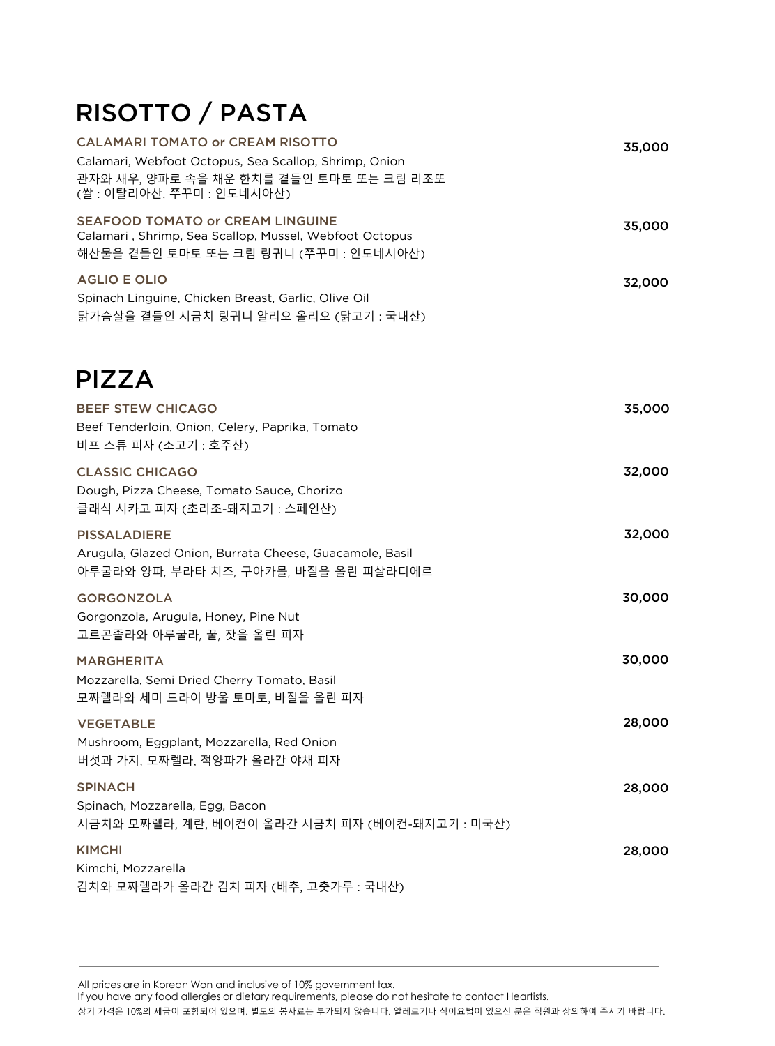# RISOTTO / PASTA

**CALAMARI TOMATO or CREAM RISOTTO** 35,000

Calamari, Webfoot Octopus, Sea Scallop, Shrimp, Onion
관자와 새우, 양파로 속을 채운 한치를 곁들인 토마토 또는 크림 리조또
(쌀 : 이탈리아산, 쭈꾸미 : 인도네시아산)

**SEAFOOD TOMATO or CREAM LINGUINE** 35,000

Calamari , Shrimp, Sea Scallop, Mussel, Webfoot Octopus
해산물을 곁들인 토마토 또는 크림 링귀니 (쭈꾸미 : 인도네시아산)

**AGLIO E OLIO** 32,000

Spinach Linguine, Chicken Breast, Garlic, Olive Oil
닭가슴살을 곁들인 시금치 링귀니 알리오 올리오 (닭고기 : 국내산)

# PIZZA

**BEEF STEW CHICAGO** 35,000

Beef Tenderloin, Onion, Celery, Paprika, Tomato
비프 스튜 피자 (소고기 : 호주산)

**CLASSIC CHICAGO** 32,000

Dough, Pizza Cheese, Tomato Sauce, Chorizo
클래식 시카고 피자 (초리조-돼지고기 : 스페인산)

**PISSALADIERE** 32,000

Arugula, Glazed Onion, Burrata Cheese, Guacamole, Basil
아루굴라와 양파, 부라타 치즈, 구아카몰, 바질을 올린 피살라디에르

**GORGONZOLA** 30,000

Gorgonzola, Arugula, Honey, Pine Nut
고르곤졸라와 아루굴라, 꿀, 잣을 올린 피자

**MARGHERITA** 30,000

Mozzarella, Semi Dried Cherry Tomato, Basil
모짜렐라와 세미 드라이 방울 토마토, 바질을 올린 피자

**VEGETABLE** 28,000

Mushroom, Eggplant, Mozzarella, Red Onion
버섯과 가지, 모짜렐라, 적양파가 올라간 야채 피자

**SPINACH** 28,000

Spinach, Mozzarella, Egg, Bacon
시금치와 모짜렐라, 계란, 베이컨이 올라간 시금치 피자 (베이컨-돼지고기 : 미국산)

**KIMCHI** 28,000

Kimchi, Mozzarella
김치와 모짜렐라가 올라간 김치 피자 (배추, 고춧가루 : 국내산)

---

All prices are in Korean Won and inclusive of 10% government tax.
If you have any food allergies or dietary requirements, please do not hesitate to contact Heartists.
상기 가격은 10%의 세금이 포함되어 있으며, 별도의 봉사료는 부가되지 않습니다. 알레르기나 식이요법이 있으신 분은 직원과 상의하여 주시기 바랍니다.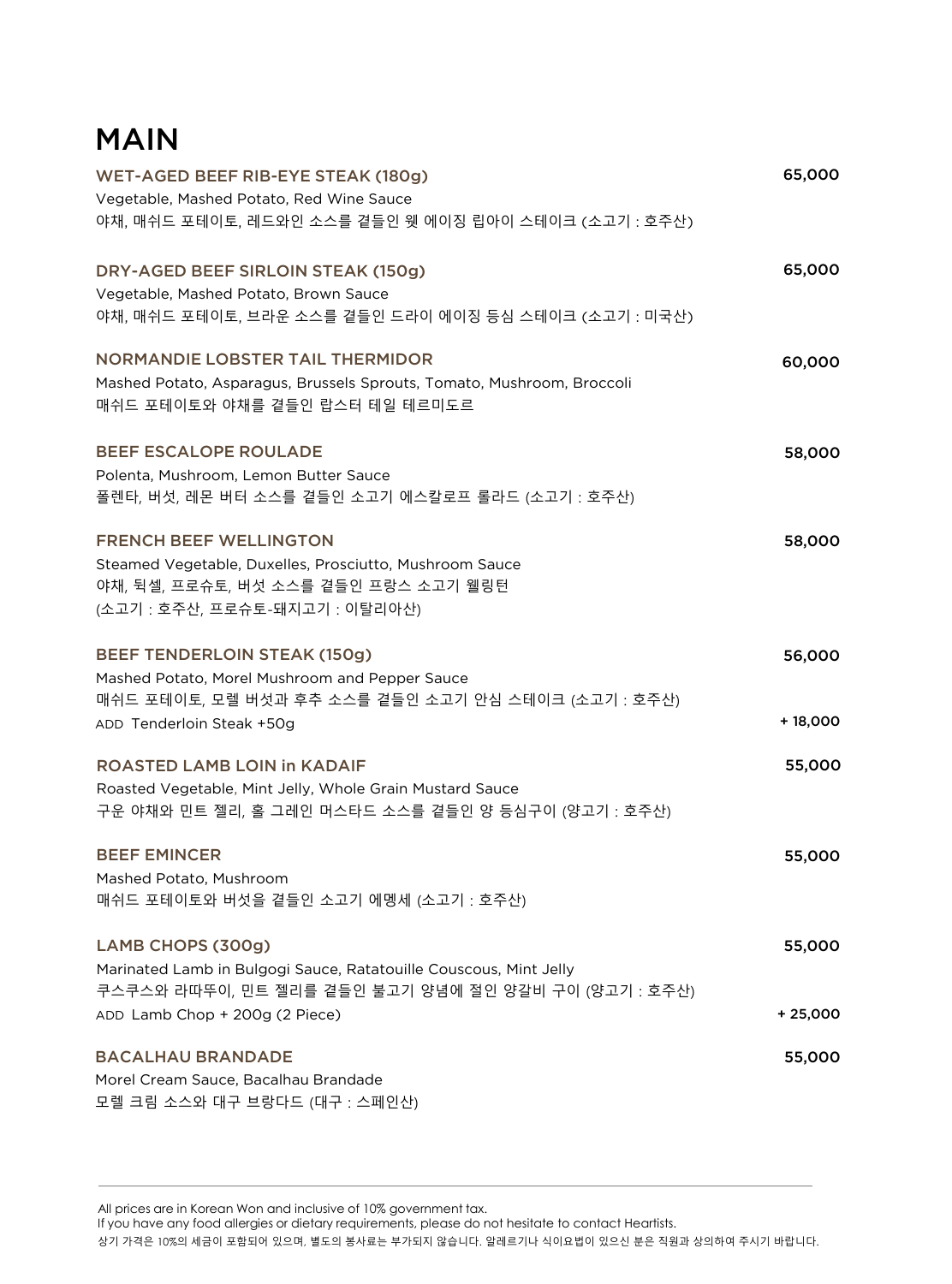# MAIN

### WET-AGED BEEF RIB-EYE STEAK (180g) — 65,000

Vegetable, Mashed Potato, Red Wine Sauce
야채, 매쉬드 포테이토, 레드와인 소스를 곁들인 웻 에이징 립아이 스테이크 (소고기 : 호주산)

### DRY-AGED BEEF SIRLOIN STEAK (150g) — 65,000

Vegetable, Mashed Potato, Brown Sauce
야채, 매쉬드 포테이토, 브라운 소스를 곁들인 드라이 에이징 등심 스테이크 (소고기 : 미국산)

### NORMANDIE LOBSTER TAIL THERMIDOR — 60,000

Mashed Potato, Asparagus, Brussels Sprouts, Tomato, Mushroom, Broccoli
매쉬드 포테이토와 야채를 곁들인 랍스터 테일 테르미도르

### BEEF ESCALOPE ROULADE — 58,000

Polenta, Mushroom, Lemon Butter Sauce
폴렌타, 버섯, 레몬 버터 소스를 곁들인 소고기 에스칼로프 롤라드 (소고기 : 호주산)

### FRENCH BEEF WELLINGTON — 58,000

Steamed Vegetable, Duxelles, Prosciutto, Mushroom Sauce
야채, 뒥셀, 프로슈토, 버섯 소스를 곁들인 프랑스 소고기 웰링턴
(소고기 : 호주산, 프로슈토-돼지고기 : 이탈리아산)

### BEEF TENDERLOIN STEAK (150g) — 56,000

Mashed Potato, Morel Mushroom and Pepper Sauce
매쉬드 포테이토, 모렐 버섯과 후추 소스를 곁들인 소고기 안심 스테이크 (소고기 : 호주산)
ADD Tenderloin Steak +50g — + 18,000

### ROASTED LAMB LOIN in KADAIF — 55,000

Roasted Vegetable, Mint Jelly, Whole Grain Mustard Sauce
구운 야채와 민트 젤리, 홀 그레인 머스타드 소스를 곁들인 양 등심구이 (양고기 : 호주산)

### BEEF EMINCER — 55,000

Mashed Potato, Mushroom
매쉬드 포테이토와 버섯을 곁들인 소고기 에멩세 (소고기 : 호주산)

### LAMB CHOPS (300g) — 55,000

Marinated Lamb in Bulgogi Sauce, Ratatouille Couscous, Mint Jelly
쿠스쿠스와 라따뚜이, 민트 젤리를 곁들인 불고기 양념에 절인 양갈비 구이 (양고기 : 호주산)
ADD Lamb Chop + 200g (2 Piece) — + 25,000

### BACALHAU BRANDADE — 55,000

Morel Cream Sauce, Bacalhau Brandade
모렐 크림 소스와 대구 브랑다드 (대구 : 스페인산)

---

All prices are in Korean Won and inclusive of 10% government tax.
If you have any food allergies or dietary requirements, please do not hesitate to contact Heartists.
상기 가격은 10%의 세금이 포함되어 있으며, 별도의 봉사료는 부가되지 않습니다. 알레르기나 식이요법이 있으신 분은 직원과 상의하여 주시기 바랍니다.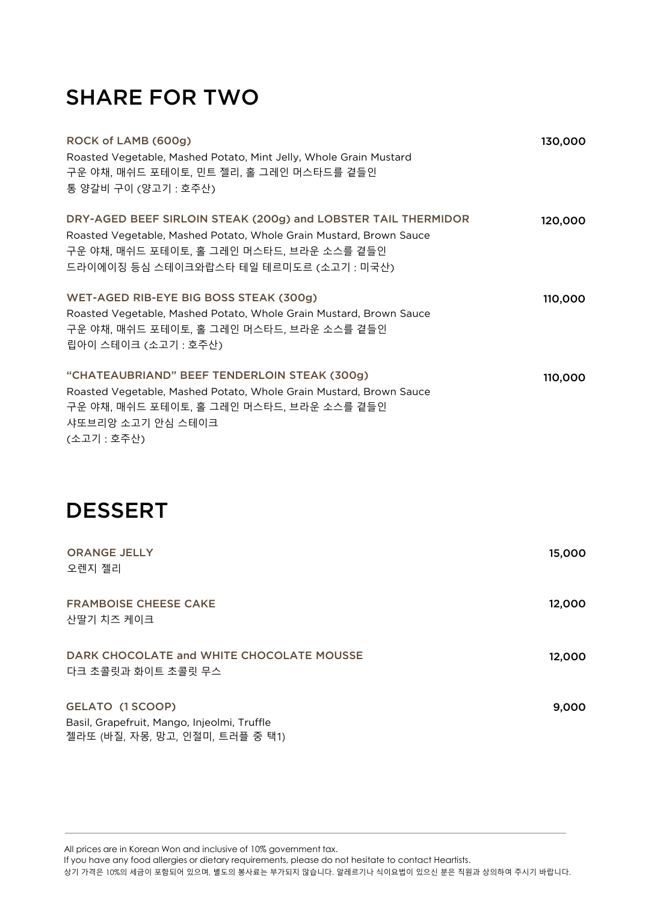## SHARE FOR TWO

**ROCK of LAMB (600g)** 130,000
Roasted Vegetable, Mashed Potato, Mint Jelly, Whole Grain Mustard
구운 야채, 매쉬드 포테이토, 민트 젤리, 홀 그레인 머스타드를 곁들인
통 양갈비 구이 (양고기 : 호주산)

**DRY-AGED BEEF SIRLOIN STEAK (200g) and LOBSTER TAIL THERMIDOR** 120,000
Roasted Vegetable, Mashed Potato, Whole Grain Mustard, Brown Sauce
구운 야채, 매쉬드 포테이토, 홀 그레인 머스타드, 브라운 소스를 곁들인
드라이에이징 등심 스테이크와랍스타 테일 테르미도르 (소고기 : 미국산)

**WET-AGED RIB-EYE BIG BOSS STEAK (300g)** 110,000
Roasted Vegetable, Mashed Potato, Whole Grain Mustard, Brown Sauce
구운 야채, 매쉬드 포테이토, 홀 그레인 머스타드, 브라운 소스를 곁들인
립아이 스테이크 (소고기 : 호주산)

**"CHATEAUBRIAND" BEEF TENDERLOIN STEAK (300g)** 110,000
Roasted Vegetable, Mashed Potato, Whole Grain Mustard, Brown Sauce
구운 야채, 매쉬드 포테이토, 홀 그레인 머스타드, 브라운 소스를 곁들인
샤또브리앙 소고기 안심 스테이크
(소고기 : 호주산)

## DESSERT

**ORANGE JELLY** 15,000
오렌지 젤리

**FRAMBOISE CHEESE CAKE** 12,000
산딸기 치즈 케이크

**DARK CHOCOLATE and WHITE CHOCOLATE MOUSSE** 12,000
다크 초콜릿과 화이트 초콜릿 무스

**GELATO (1 SCOOP)** 9,000
Basil, Grapefruit, Mango, Injeolmi, Truffle
젤라또 (바질, 자몽, 망고, 인절미, 트러플 중 택1)

---

All prices are in Korean Won and inclusive of 10% government tax.
If you have any food allergies or dietary requirements, please do not hesitate to contact Heartists.
상기 가격은 10%의 세금이 포함되어 있으며, 별도의 봉사료는 부가되지 않습니다. 알레르기나 식이요법이 있으신 분은 직원과 상의하여 주시기 바랍니다.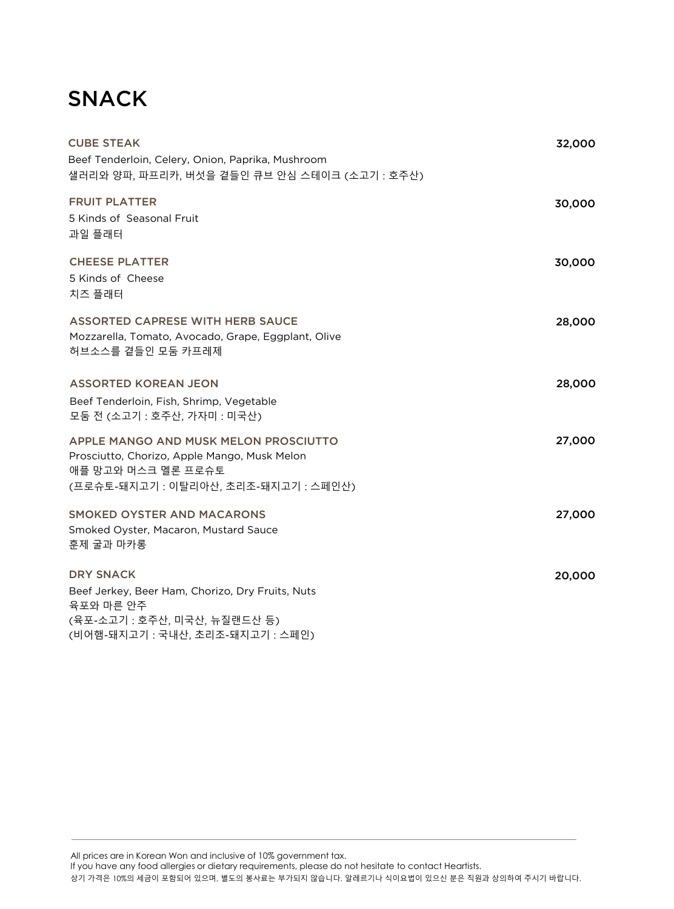# SNACK

### CUBE STEAK
32,000

Beef Tenderloin, Celery, Onion, Paprika, Mushroom
샐러리와 양파, 파프리카, 버섯을 곁들인 큐브 안심 스테이크 (소고기 : 호주산)

### FRUIT PLATTER
30,000

5 Kinds of Seasonal Fruit
과일 플래터

### CHEESE PLATTER
30,000

5 Kinds of Cheese
치즈 플래터

### ASSORTED CAPRESE WITH HERB SAUCE
28,000

Mozzarella, Tomato, Avocado, Grape, Eggplant, Olive
허브소스를 곁들인 모둠 카프레제

### ASSORTED KOREAN JEON
28,000

Beef Tenderloin, Fish, Shrimp, Vegetable
모둠 전 (소고기 : 호주산, 가자미 : 미국산)

### APPLE MANGO AND MUSK MELON PROSCIUTTO
27,000

Prosciutto, Chorizo, Apple Mango, Musk Melon
애플 망고와 머스크 멜론 프로슈토
(프로슈토-돼지고기 : 이탈리아산, 초리조-돼지고기 : 스페인산)

### SMOKED OYSTER AND MACARONS
27,000

Smoked Oyster, Macaron, Mustard Sauce
훈제 굴과 마카롱

### DRY SNACK
20,000

Beef Jerkey, Beer Ham, Chorizo, Dry Fruits, Nuts
육포와 마른 안주
(육포-소고기 : 호주산, 미국산, 뉴질랜드산 등)
(비어햄-돼지고기 : 국내산, 초리조-돼지고기 : 스페인)

---

All prices are in Korean Won and inclusive of 10% government tax.
If you have any food allergies or dietary requirements, please do not hesitate to contact Heartists.
상기 가격은 10%의 세금이 포함되어 있으며, 별도의 봉사료는 부가되지 않습니다. 알레르기나 식이요법이 있으신 분은 직원과 상의하여 주시기 바랍니다.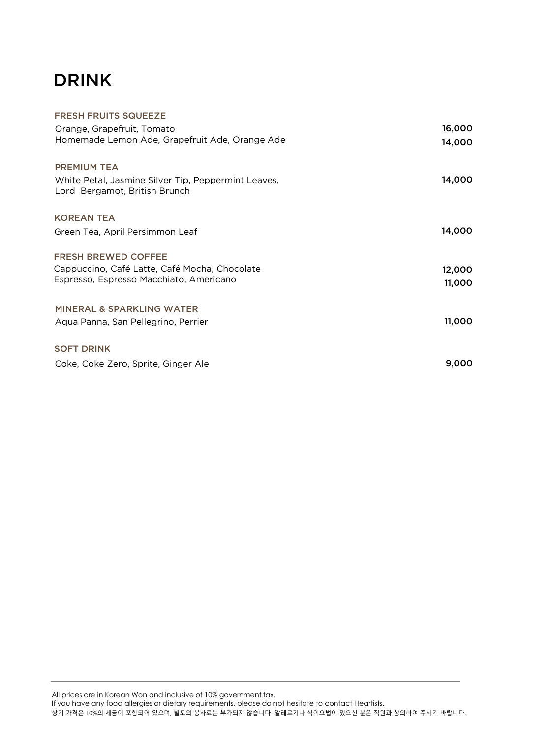# DRINK

## FRESH FRUITS SQUEEZE

| | |
|---|---|
| Orange, Grapefruit, Tomato | 16,000 |
| Homemade Lemon Ade, Grapefruit Ade, Orange Ade | 14,000 |

## PREMIUM TEA

| | |
|---|---|
| White Petal, Jasmine Silver Tip, Peppermint Leaves, Lord Bergamot, British Brunch | 14,000 |

## KOREAN TEA

| | |
|---|---|
| Green Tea, April Persimmon Leaf | 14,000 |

## FRESH BREWED COFFEE

| | |
|---|---|
| Cappuccino, Café Latte, Café Mocha, Chocolate | 12,000 |
| Espresso, Espresso Macchiato, Americano | 11,000 |

## MINERAL & SPARKLING WATER

| | |
|---|---|
| Aqua Panna, San Pellegrino, Perrier | 11,000 |

## SOFT DRINK

| | |
|---|---|
| Coke, Coke Zero, Sprite, Ginger Ale | 9,000 |

---

All prices are in Korean Won and inclusive of 10% government tax.
If you have any food allergies or dietary requirements, please do not hesitate to contact Heartists.
상기 가격은 10%의 세금이 포함되어 있으며, 별도의 봉사료는 부가되지 않습니다. 알레르기나 식이요법이 있으신 분은 직원과 상의하여 주시기 바랍니다.